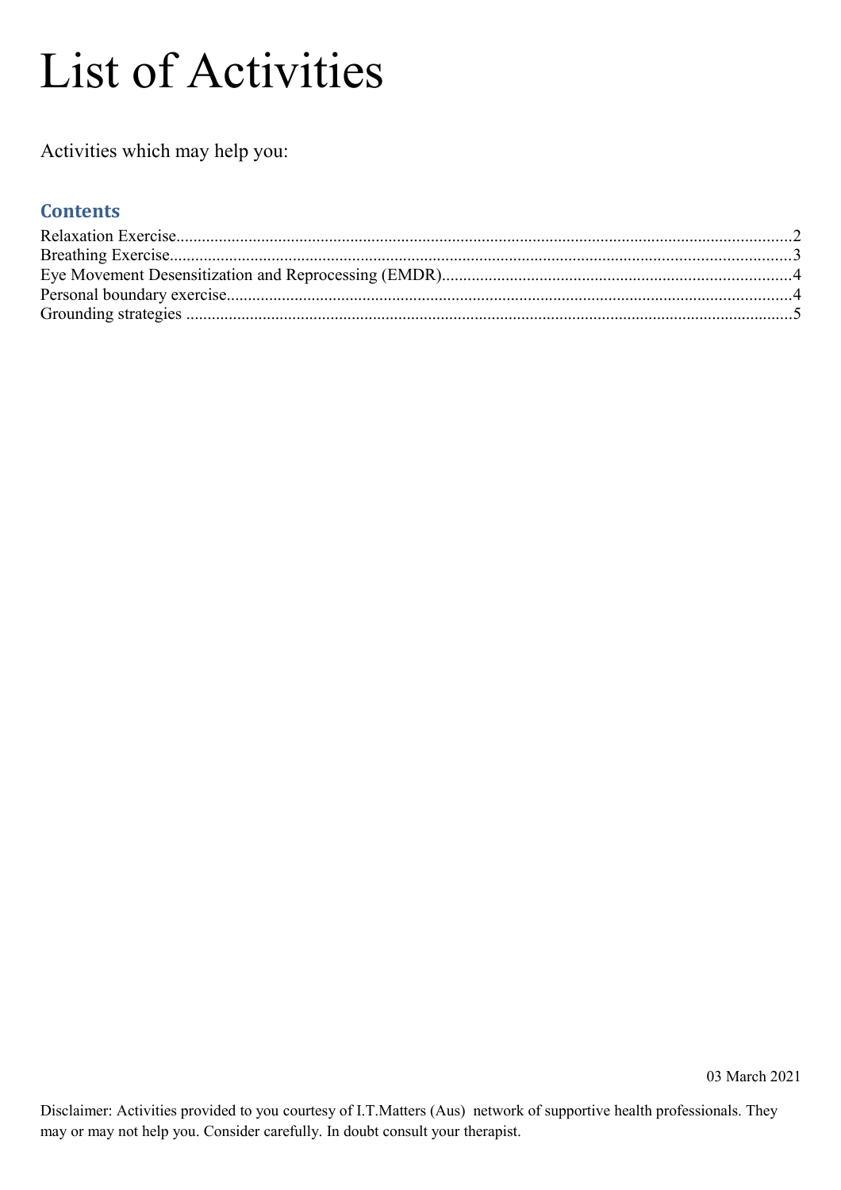# List of Activities

Activities which may help you:

## Contents

Relaxation Exercise............................................................2
Breathing Exercise............................................................3
Eye Movement Desensitization and Reprocessing (EMDR)..........................4
Personal boundary exercise....................................................4
Grounding strategies .........................................................5

03 March 2021

Disclaimer: Activities provided to you courtesy of I.T.Matters (Aus) network of supportive health professionals. They may or may not help you. Consider carefully. In doubt consult your therapist.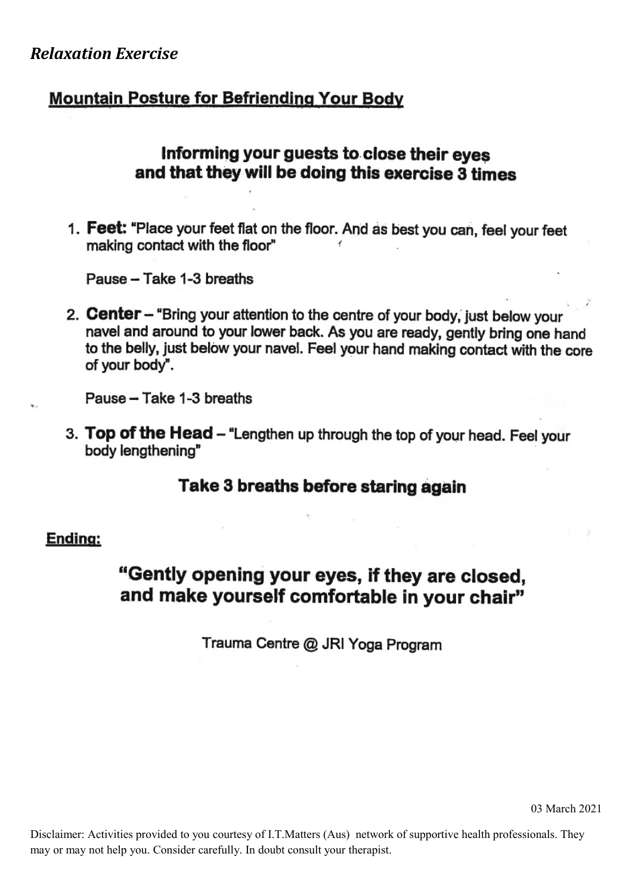*Relaxation Exercise*

## Mountain Posture for Befriending Your Body

**Informing your guests to close their eyes and that they will be doing this exercise 3 times**

1. **Feet:** "Place your feet flat on the floor. And as best you can, feel your feet making contact with the floor"

   Pause – Take 1-3 breaths

2. **Center** – "Bring your attention to the centre of your body, just below your navel and around to your lower back. As you are ready, gently bring one hand to the belly, just below your navel. Feel your hand making contact with the core of your body".

   Pause – Take 1-3 breaths

3. **Top of the Head** – "Lengthen up through the top of your head. Feel your body lengthening"

**Take 3 breaths before staring again**

**Ending:**

**"Gently opening your eyes, if they are closed, and make yourself comfortable in your chair"**

Trauma Centre @ JRI Yoga Program

03 March 2021

Disclaimer: Activities provided to you courtesy of I.T.Matters (Aus) network of supportive health professionals. They may or may not help you. Consider carefully. In doubt consult your therapist.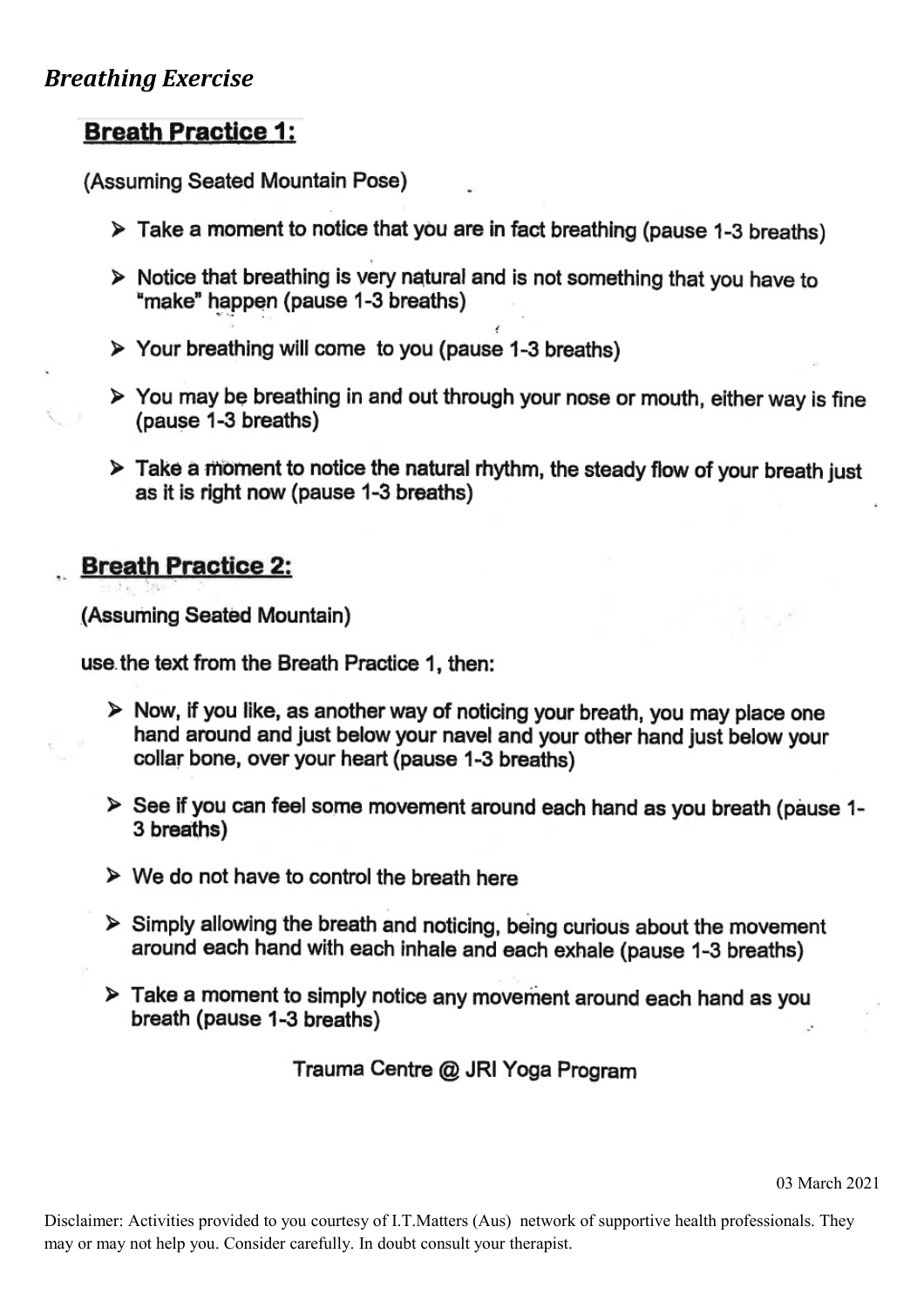## *Breathing Exercise*

### Breath Practice 1:

(Assuming Seated Mountain Pose)

- Take a moment to notice that you are in fact breathing (pause 1-3 breaths)
- Notice that breathing is very natural and is not something that you have to "make" happen (pause 1-3 breaths)
- Your breathing will come  to you (pause 1-3 breaths)
- You may be breathing in and out through your nose or mouth, either way is fine (pause 1-3 breaths)
- Take a moment to notice the natural rhythm, the steady flow of your breath just as it is right now (pause 1-3 breaths)

### Breath Practice 2:

(Assuming Seated Mountain)

use the text from the Breath Practice 1, then:

- Now, if you like, as another way of noticing your breath, you may place one hand around and just below your navel and your other hand just below your collar bone, over your heart (pause 1-3 breaths)
- See if you can feel some movement around each hand as you breath (pause 1-3 breaths)
- We do not have to control the breath here
- Simply allowing the breath and noticing, being curious about the movement around each hand with each inhale and each exhale (pause 1-3 breaths)
- Take a moment to simply notice any movement around each hand as you breath (pause 1-3 breaths)

Trauma Centre @ JRI Yoga Program

03 March 2021

Disclaimer: Activities provided to you courtesy of I.T.Matters (Aus) network of supportive health professionals. They may or may not help you. Consider carefully. In doubt consult your therapist.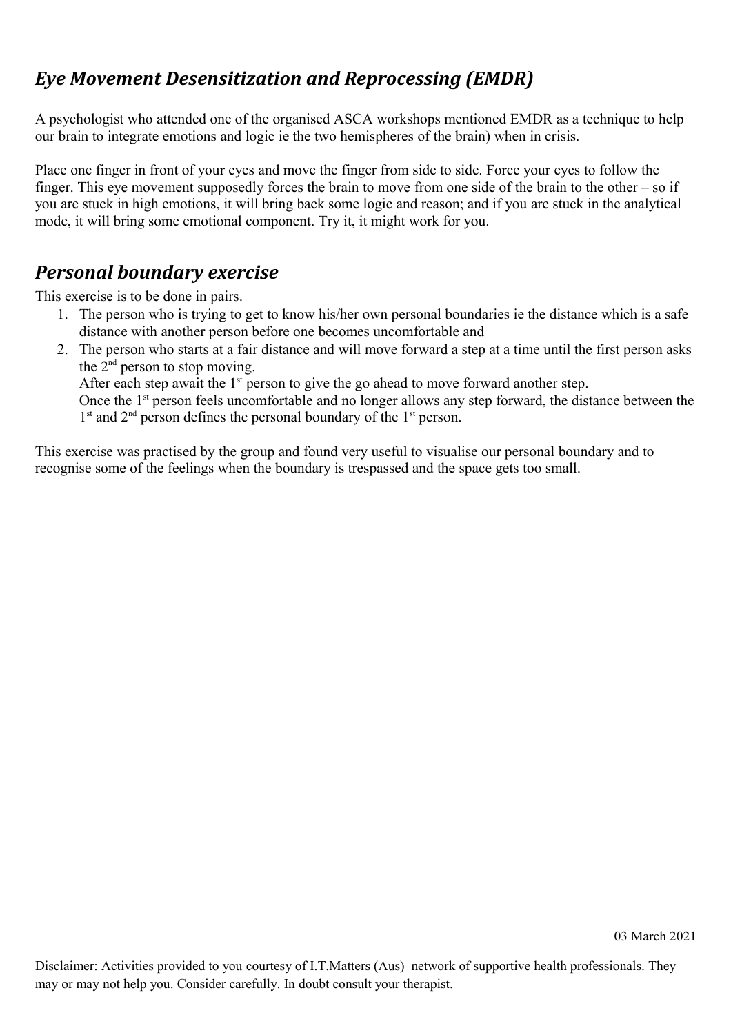## *Eye Movement Desensitization and Reprocessing (EMDR)*

A psychologist who attended one of the organised ASCA workshops mentioned EMDR as a technique to help our brain to integrate emotions and logic ie the two hemispheres of the brain) when in crisis.

Place one finger in front of your eyes and move the finger from side to side. Force your eyes to follow the finger. This eye movement supposedly forces the brain to move from one side of the brain to the other – so if you are stuck in high emotions, it will bring back some logic and reason; and if you are stuck in the analytical mode, it will bring some emotional component. Try it, it might work for you.

## *Personal boundary exercise*

This exercise is to be done in pairs.

1. The person who is trying to get to know his/her own personal boundaries ie the distance which is a safe distance with another person before one becomes uncomfortable and
2. The person who starts at a fair distance and will move forward a step at a time until the first person asks the 2nd person to stop moving.
   After each step await the 1st person to give the go ahead to move forward another step.
   Once the 1st person feels uncomfortable and no longer allows any step forward, the distance between the 1st and 2nd person defines the personal boundary of the 1st person.

This exercise was practised by the group and found very useful to visualise our personal boundary and to recognise some of the feelings when the boundary is trespassed and the space gets too small.

03 March 2021

Disclaimer: Activities provided to you courtesy of I.T.Matters (Aus) network of supportive health professionals. They may or may not help you. Consider carefully. In doubt consult your therapist.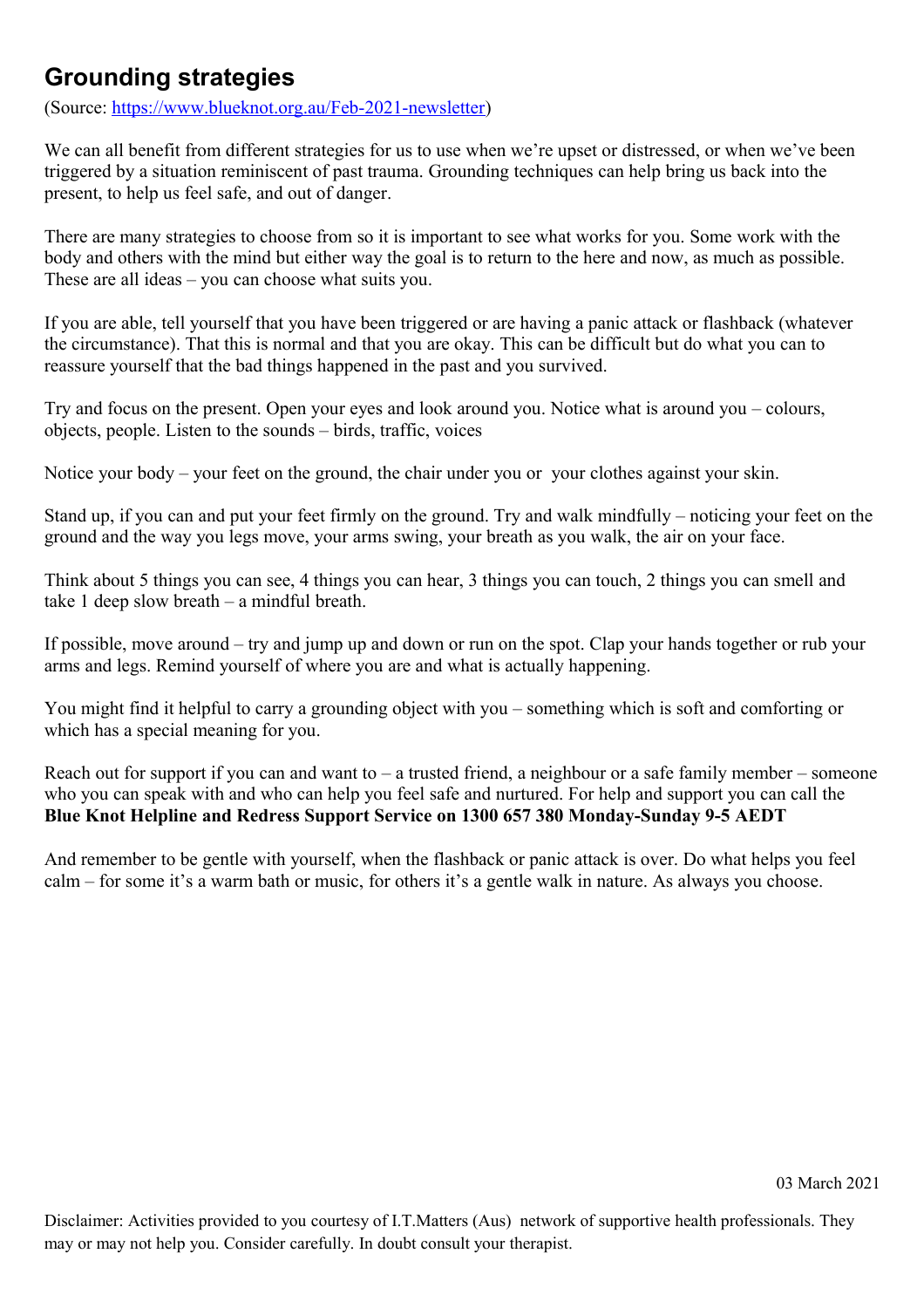## Grounding strategies

(Source: [https://www.blueknot.org.au/Feb-2021-newsletter](https://www.blueknot.org.au/Feb-2021-newsletter))

We can all benefit from different strategies for us to use when we're upset or distressed, or when we've been triggered by a situation reminiscent of past trauma. Grounding techniques can help bring us back into the present, to help us feel safe, and out of danger.

There are many strategies to choose from so it is important to see what works for you. Some work with the body and others with the mind but either way the goal is to return to the here and now, as much as possible. These are all ideas – you can choose what suits you.

If you are able, tell yourself that you have been triggered or are having a panic attack or flashback (whatever the circumstance). That this is normal and that you are okay. This can be difficult but do what you can to reassure yourself that the bad things happened in the past and you survived.

Try and focus on the present. Open your eyes and look around you. Notice what is around you – colours, objects, people. Listen to the sounds – birds, traffic, voices

Notice your body – your feet on the ground, the chair under you or your clothes against your skin.

Stand up, if you can and put your feet firmly on the ground. Try and walk mindfully – noticing your feet on the ground and the way you legs move, your arms swing, your breath as you walk, the air on your face.

Think about 5 things you can see, 4 things you can hear, 3 things you can touch, 2 things you can smell and take 1 deep slow breath – a mindful breath.

If possible, move around – try and jump up and down or run on the spot. Clap your hands together or rub your arms and legs. Remind yourself of where you are and what is actually happening.

You might find it helpful to carry a grounding object with you – something which is soft and comforting or which has a special meaning for you.

Reach out for support if you can and want to – a trusted friend, a neighbour or a safe family member – someone who you can speak with and who can help you feel safe and nurtured. For help and support you can call the **Blue Knot Helpline and Redress Support Service on 1300 657 380 Monday-Sunday 9-5 AEDT**

And remember to be gentle with yourself, when the flashback or panic attack is over. Do what helps you feel calm – for some it's a warm bath or music, for others it's a gentle walk in nature. As always you choose.

03 March 2021

Disclaimer: Activities provided to you courtesy of I.T.Matters (Aus) network of supportive health professionals. They may or may not help you. Consider carefully. In doubt consult your therapist.